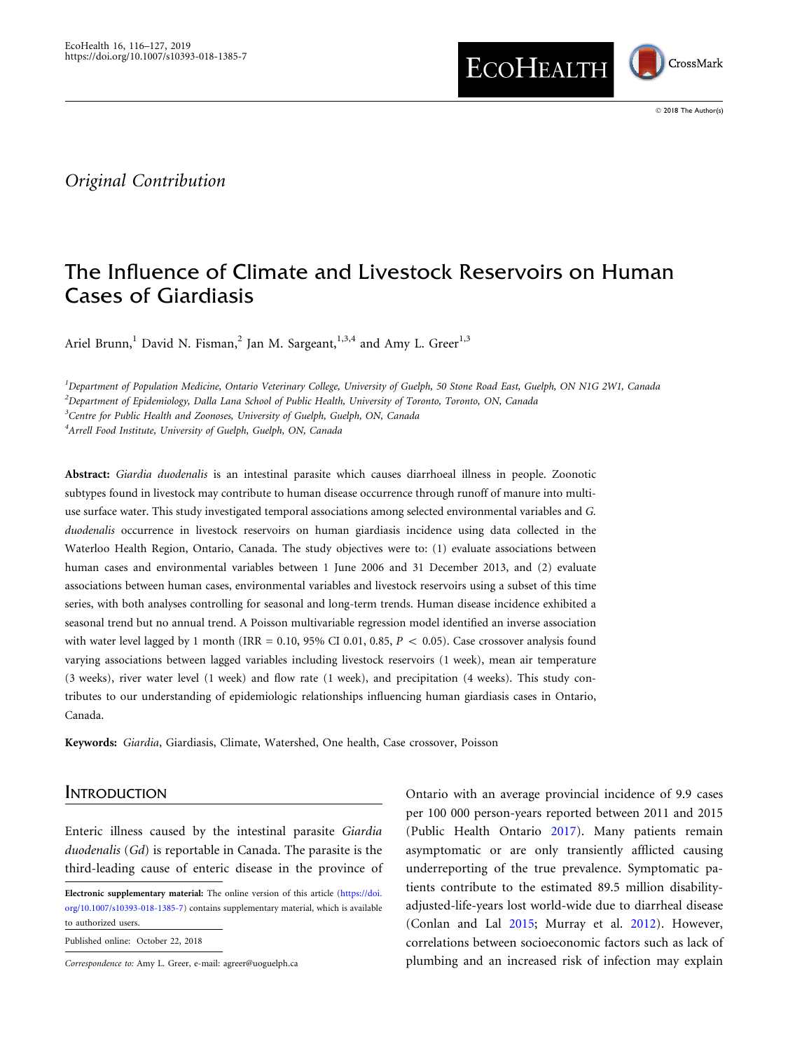*Original Contribution*

# The Influence of Climate and Livestock Reservoirs on Human Cases of Giardiasis

Ariel Brunn,[1] David N. Fisman,[2] Jan M. Sargeant,[1,3,4] and Amy L. Greer[1,3]

[1]Department of Population Medicine, Ontario Veterinary College, University of Guelph, 50 Stone Road East, Guelph, ON N1G 2W1, Canada
[2]Department of Epidemiology, Dalla Lana School of Public Health, University of Toronto, Toronto, ON, Canada
[3]Centre for Public Health and Zoonoses, University of Guelph, Guelph, ON, Canada
[4]Arrell Food Institute, University of Guelph, Guelph, ON, Canada

**Abstract:** *Giardia duodenalis* is an intestinal parasite which causes diarrhoeal illness in people. Zoonotic subtypes found in livestock may contribute to human disease occurrence through runoff of manure into multi-use surface water. This study investigated temporal associations among selected environmental variables and *G. duodenalis* occurrence in livestock reservoirs on human giardiasis incidence using data collected in the Waterloo Health Region, Ontario, Canada. The study objectives were to: (1) evaluate associations between human cases and environmental variables between 1 June 2006 and 31 December 2013, and (2) evaluate associations between human cases, environmental variables and livestock reservoirs using a subset of this time series, with both analyses controlling for seasonal and long-term trends. Human disease incidence exhibited a seasonal trend but no annual trend. A Poisson multivariable regression model identified an inverse association with water level lagged by 1 month (IRR = 0.10, 95% CI 0.01, 0.85, $P < 0.05$). Case crossover analysis found varying associations between lagged variables including livestock reservoirs (1 week), mean air temperature (3 weeks), river water level (1 week) and flow rate (1 week), and precipitation (4 weeks). This study contributes to our understanding of epidemiologic relationships influencing human giardiasis cases in Ontario, Canada.

**Keywords:** *Giardia*, Giardiasis, Climate, Watershed, One health, Case crossover, Poisson

## Introduction

Enteric illness caused by the intestinal parasite *Giardia duodenalis* (*Gd*) is reportable in Canada. The parasite is the third-leading cause of enteric disease in the province of Ontario with an average provincial incidence of 9.9 cases per 100 000 person-years reported between 2011 and 2015 (Public Health Ontario 2017). Many patients remain asymptomatic or are only transiently afflicted causing underreporting of the true prevalence. Symptomatic patients contribute to the estimated 89.5 million disability-adjusted-life-years lost world-wide due to diarrheal disease (Conlan and Lal 2015; Murray et al. 2012). However, correlations between socioeconomic factors such as lack of plumbing and an increased risk of infection may explain

**Electronic supplementary material:** The online version of this article (https://doi.org/10.1007/s10393-018-1385-7) contains supplementary material, which is available to authorized users.

Published online: October 22, 2018

*Correspondence to:* Amy L. Greer, e-mail: agreer@uoguelph.ca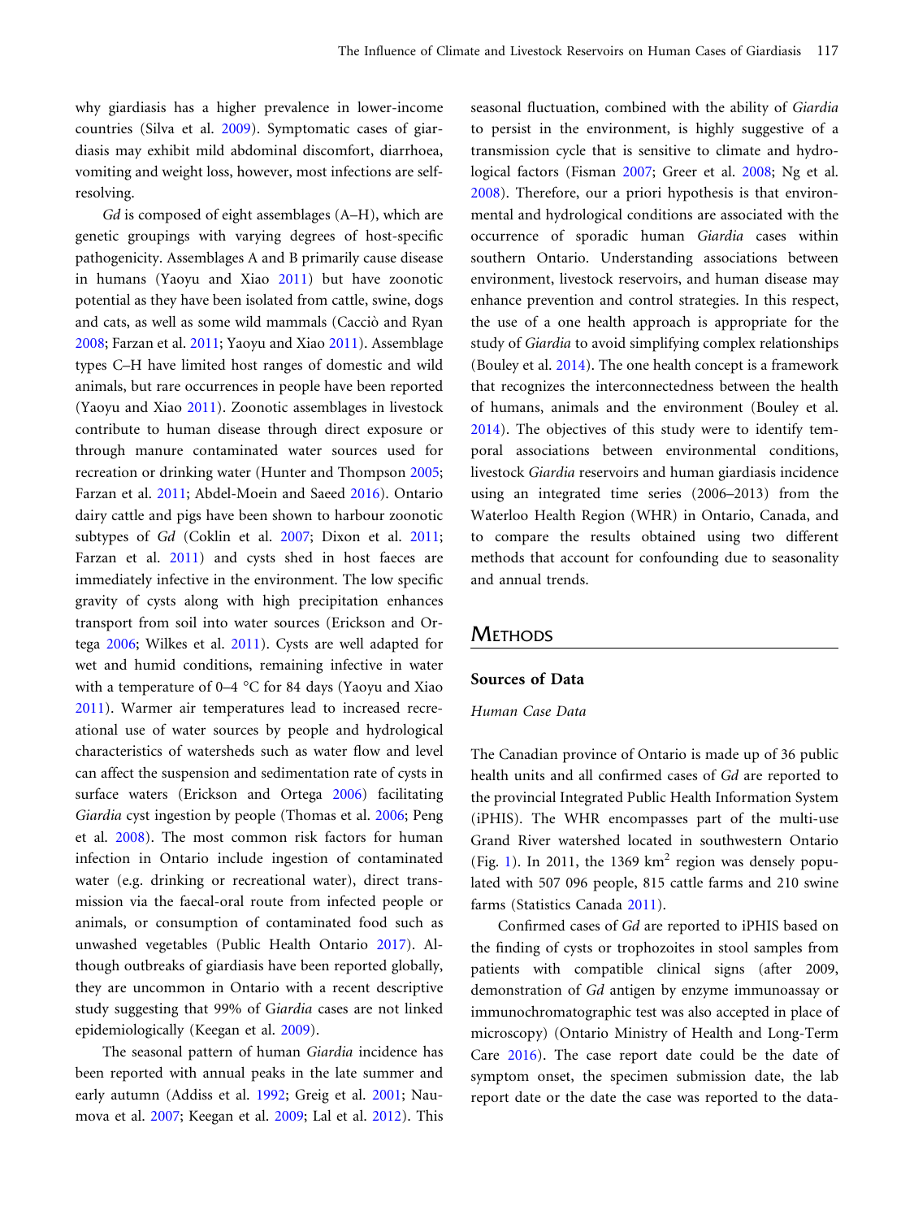why giardiasis has a higher prevalence in lower-income countries (Silva et al. 2009). Symptomatic cases of giardiasis may exhibit mild abdominal discomfort, diarrhoea, vomiting and weight loss, however, most infections are self-resolving.

*Gd* is composed of eight assemblages (A–H), which are genetic groupings with varying degrees of host-specific pathogenicity. Assemblages A and B primarily cause disease in humans (Yaoyu and Xiao 2011) but have zoonotic potential as they have been isolated from cattle, swine, dogs and cats, as well as some wild mammals (Cacciò and Ryan 2008; Farzan et al. 2011; Yaoyu and Xiao 2011). Assemblage types C–H have limited host ranges of domestic and wild animals, but rare occurrences in people have been reported (Yaoyu and Xiao 2011). Zoonotic assemblages in livestock contribute to human disease through direct exposure or through manure contaminated water sources used for recreation or drinking water (Hunter and Thompson 2005; Farzan et al. 2011; Abdel-Moein and Saeed 2016). Ontario dairy cattle and pigs have been shown to harbour zoonotic subtypes of *Gd* (Coklin et al. 2007; Dixon et al. 2011; Farzan et al. 2011) and cysts shed in host faeces are immediately infective in the environment. The low specific gravity of cysts along with high precipitation enhances transport from soil into water sources (Erickson and Ortega 2006; Wilkes et al. 2011). Cysts are well adapted for wet and humid conditions, remaining infective in water with a temperature of 0–4 °C for 84 days (Yaoyu and Xiao 2011). Warmer air temperatures lead to increased recreational use of water sources by people and hydrological characteristics of watersheds such as water flow and level can affect the suspension and sedimentation rate of cysts in surface waters (Erickson and Ortega 2006) facilitating *Giardia* cyst ingestion by people (Thomas et al. 2006; Peng et al. 2008). The most common risk factors for human infection in Ontario include ingestion of contaminated water (e.g. drinking or recreational water), direct transmission via the faecal-oral route from infected people or animals, or consumption of contaminated food such as unwashed vegetables (Public Health Ontario 2017). Although outbreaks of giardiasis have been reported globally, they are uncommon in Ontario with a recent descriptive study suggesting that 99% of *Giardia* cases are not linked epidemiologically (Keegan et al. 2009).

The seasonal pattern of human *Giardia* incidence has been reported with annual peaks in the late summer and early autumn (Addiss et al. 1992; Greig et al. 2001; Naumova et al. 2007; Keegan et al. 2009; Lal et al. 2012). This seasonal fluctuation, combined with the ability of *Giardia* to persist in the environment, is highly suggestive of a transmission cycle that is sensitive to climate and hydrological factors (Fisman 2007; Greer et al. 2008; Ng et al. 2008). Therefore, our a priori hypothesis is that environmental and hydrological conditions are associated with the occurrence of sporadic human *Giardia* cases within southern Ontario. Understanding associations between environment, livestock reservoirs, and human disease may enhance prevention and control strategies. In this respect, the use of a one health approach is appropriate for the study of *Giardia* to avoid simplifying complex relationships (Bouley et al. 2014). The one health concept is a framework that recognizes the interconnectedness between the health of humans, animals and the environment (Bouley et al. 2014). The objectives of this study were to identify temporal associations between environmental conditions, livestock *Giardia* reservoirs and human giardiasis incidence using an integrated time series (2006–2013) from the Waterloo Health Region (WHR) in Ontario, Canada, and to compare the results obtained using two different methods that account for confounding due to seasonality and annual trends.

## Methods

### Sources of Data

#### *Human Case Data*

The Canadian province of Ontario is made up of 36 public health units and all confirmed cases of *Gd* are reported to the provincial Integrated Public Health Information System (iPHIS). The WHR encompasses part of the multi-use Grand River watershed located in southwestern Ontario (Fig. 1). In 2011, the 1369 km$^2$ region was densely populated with 507 096 people, 815 cattle farms and 210 swine farms (Statistics Canada 2011).

Confirmed cases of *Gd* are reported to iPHIS based on the finding of cysts or trophozoites in stool samples from patients with compatible clinical signs (after 2009, demonstration of *Gd* antigen by enzyme immunoassay or immunochromatographic test was also accepted in place of microscopy) (Ontario Ministry of Health and Long-Term Care 2016). The case report date could be the date of symptom onset, the specimen submission date, the lab report date or the date the case was reported to the data-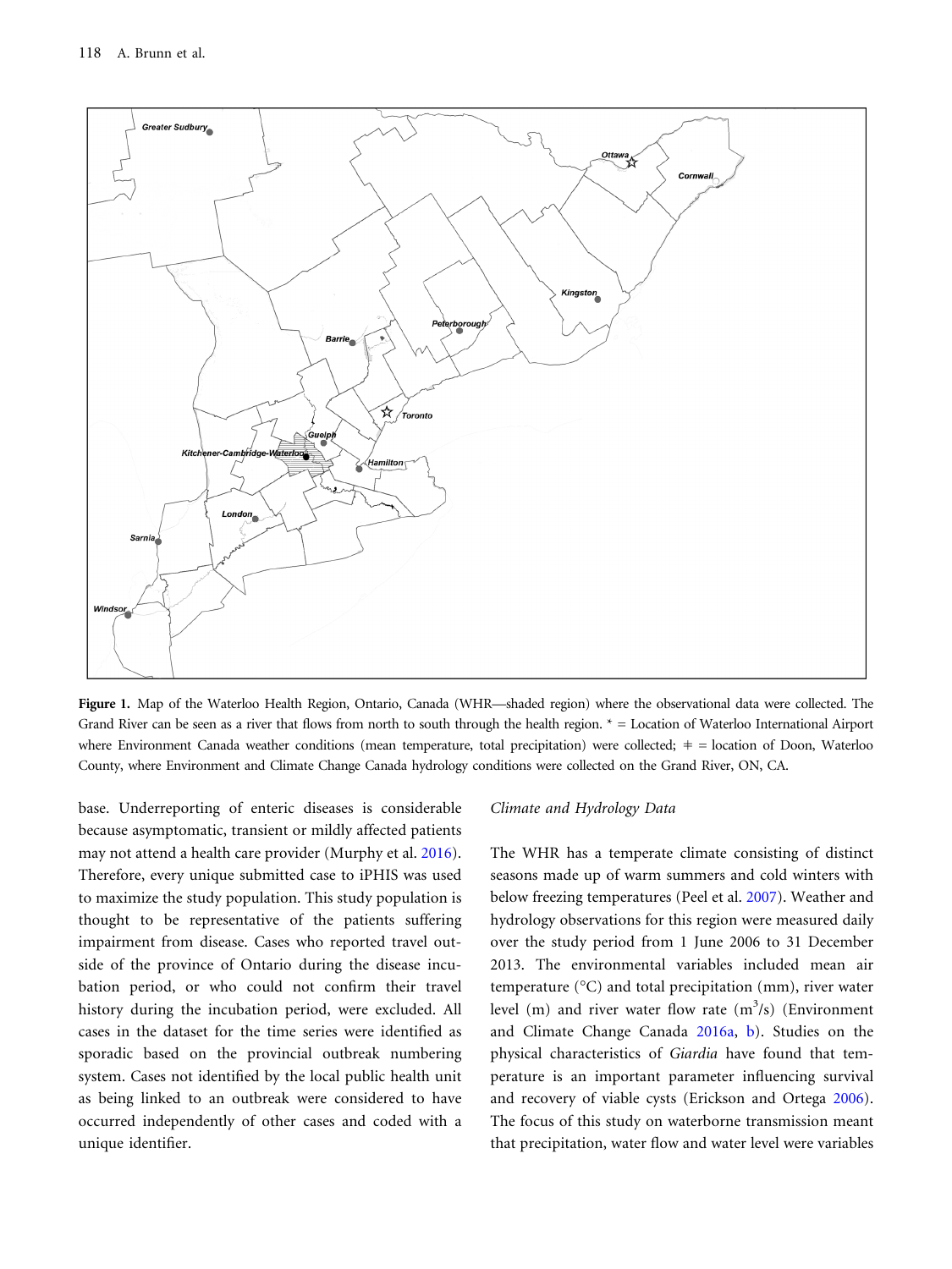Greater Sudbury

Ottawa

Cornwall

Kingston

Peterborough

Barrie

Toronto

Guelph

Kitchener-Cambridge-Waterloo

Hamilton

London

Sarnia

Windsor

**Figure 1.** Map of the Waterloo Health Region, Ontario, Canada (WHR—shaded region) where the observational data were collected. The Grand River can be seen as a river that flows from north to south through the health region. * = Location of Waterloo International Airport where Environment Canada weather conditions (mean temperature, total precipitation) were collected; ǂ = location of Doon, Waterloo County, where Environment and Climate Change Canada hydrology conditions were collected on the Grand River, ON, CA.

base. Underreporting of enteric diseases is considerable because asymptomatic, transient or mildly affected patients may not attend a health care provider (Murphy et al. 2016). Therefore, every unique submitted case to iPHIS was used to maximize the study population. This study population is thought to be representative of the patients suffering impairment from disease. Cases who reported travel outside of the province of Ontario during the disease incubation period, or who could not confirm their travel history during the incubation period, were excluded. All cases in the dataset for the time series were identified as sporadic based on the provincial outbreak numbering system. Cases not identified by the local public health unit as being linked to an outbreak were considered to have occurred independently of other cases and coded with a unique identifier.

### *Climate and Hydrology Data*

The WHR has a temperate climate consisting of distinct seasons made up of warm summers and cold winters with below freezing temperatures (Peel et al. 2007). Weather and hydrology observations for this region were measured daily over the study period from 1 June 2006 to 31 December 2013. The environmental variables included mean air temperature (°C) and total precipitation (mm), river water level (m) and river water flow rate ($m^3$/s) (Environment and Climate Change Canada 2016a, b). Studies on the physical characteristics of *Giardia* have found that temperature is an important parameter influencing survival and recovery of viable cysts (Erickson and Ortega 2006). The focus of this study on waterborne transmission meant that precipitation, water flow and water level were variables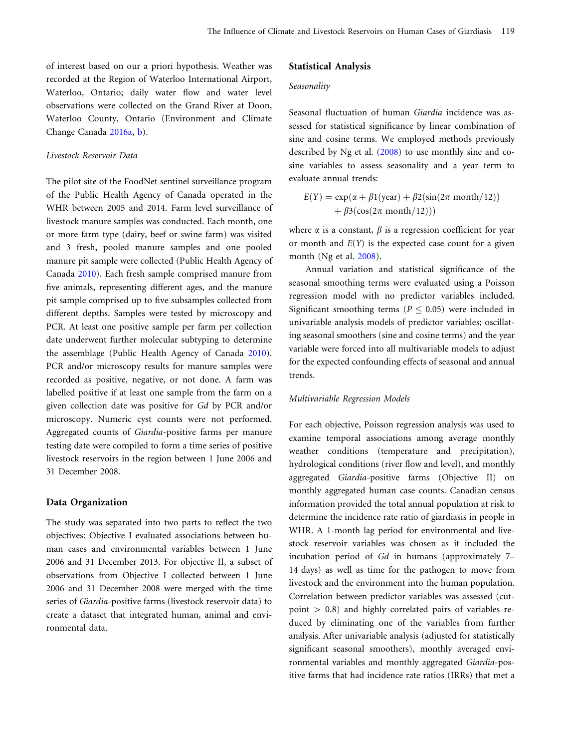of interest based on our a priori hypothesis. Weather was recorded at the Region of Waterloo International Airport, Waterloo, Ontario; daily water flow and water level observations were collected on the Grand River at Doon, Waterloo County, Ontario (Environment and Climate Change Canada 2016a, b).

*Livestock Reservoir Data*

The pilot site of the FoodNet sentinel surveillance program of the Public Health Agency of Canada operated in the WHR between 2005 and 2014. Farm level surveillance of livestock manure samples was conducted. Each month, one or more farm type (dairy, beef or swine farm) was visited and 3 fresh, pooled manure samples and one pooled manure pit sample were collected (Public Health Agency of Canada 2010). Each fresh sample comprised manure from five animals, representing different ages, and the manure pit sample comprised up to five subsamples collected from different depths. Samples were tested by microscopy and PCR. At least one positive sample per farm per collection date underwent further molecular subtyping to determine the assemblage (Public Health Agency of Canada 2010). PCR and/or microscopy results for manure samples were recorded as positive, negative, or not done. A farm was labelled positive if at least one sample from the farm on a given collection date was positive for *Gd* by PCR and/or microscopy. Numeric cyst counts were not performed. Aggregated counts of *Giardia*-positive farms per manure testing date were compiled to form a time series of positive livestock reservoirs in the region between 1 June 2006 and 31 December 2008.

## Data Organization

The study was separated into two parts to reflect the two objectives: Objective I evaluated associations between human cases and environmental variables between 1 June 2006 and 31 December 2013. For objective II, a subset of observations from Objective I collected between 1 June 2006 and 31 December 2008 were merged with the time series of *Giardia*-positive farms (livestock reservoir data) to create a dataset that integrated human, animal and environmental data.

## Statistical Analysis

*Seasonality*

Seasonal fluctuation of human *Giardia* incidence was assessed for statistical significance by linear combination of sine and cosine terms. We employed methods previously described by Ng et al. (2008) to use monthly sine and cosine variables to assess seasonality and a year term to evaluate annual trends:

$$E(Y) = \exp(\alpha + \beta 1(\text{year}) + \beta 2(\sin(2\pi\ \text{month}/12)) + \beta 3(\cos(2\pi\ \text{month}/12)))$$

where $\alpha$ is a constant, $\beta$ is a regression coefficient for year or month and $E(Y)$ is the expected case count for a given month (Ng et al. 2008).

Annual variation and statistical significance of the seasonal smoothing terms were evaluated using a Poisson regression model with no predictor variables included. Significant smoothing terms ($P \leq 0.05$) were included in univariable analysis models of predictor variables; oscillating seasonal smoothers (sine and cosine terms) and the year variable were forced into all multivariable models to adjust for the expected confounding effects of seasonal and annual trends.

*Multivariable Regression Models*

For each objective, Poisson regression analysis was used to examine temporal associations among average monthly weather conditions (temperature and precipitation), hydrological conditions (river flow and level), and monthly aggregated *Giardia*-positive farms (Objective II) on monthly aggregated human case counts. Canadian census information provided the total annual population at risk to determine the incidence rate ratio of giardiasis in people in WHR. A 1-month lag period for environmental and livestock reservoir variables was chosen as it included the incubation period of *Gd* in humans (approximately 7–14 days) as well as time for the pathogen to move from livestock and the environment into the human population. Correlation between predictor variables was assessed (cutpoint $> 0.8$) and highly correlated pairs of variables reduced by eliminating one of the variables from further analysis. After univariable analysis (adjusted for statistically significant seasonal smoothers), monthly averaged environmental variables and monthly aggregated *Giardia*-positive farms that had incidence rate ratios (IRRs) that met a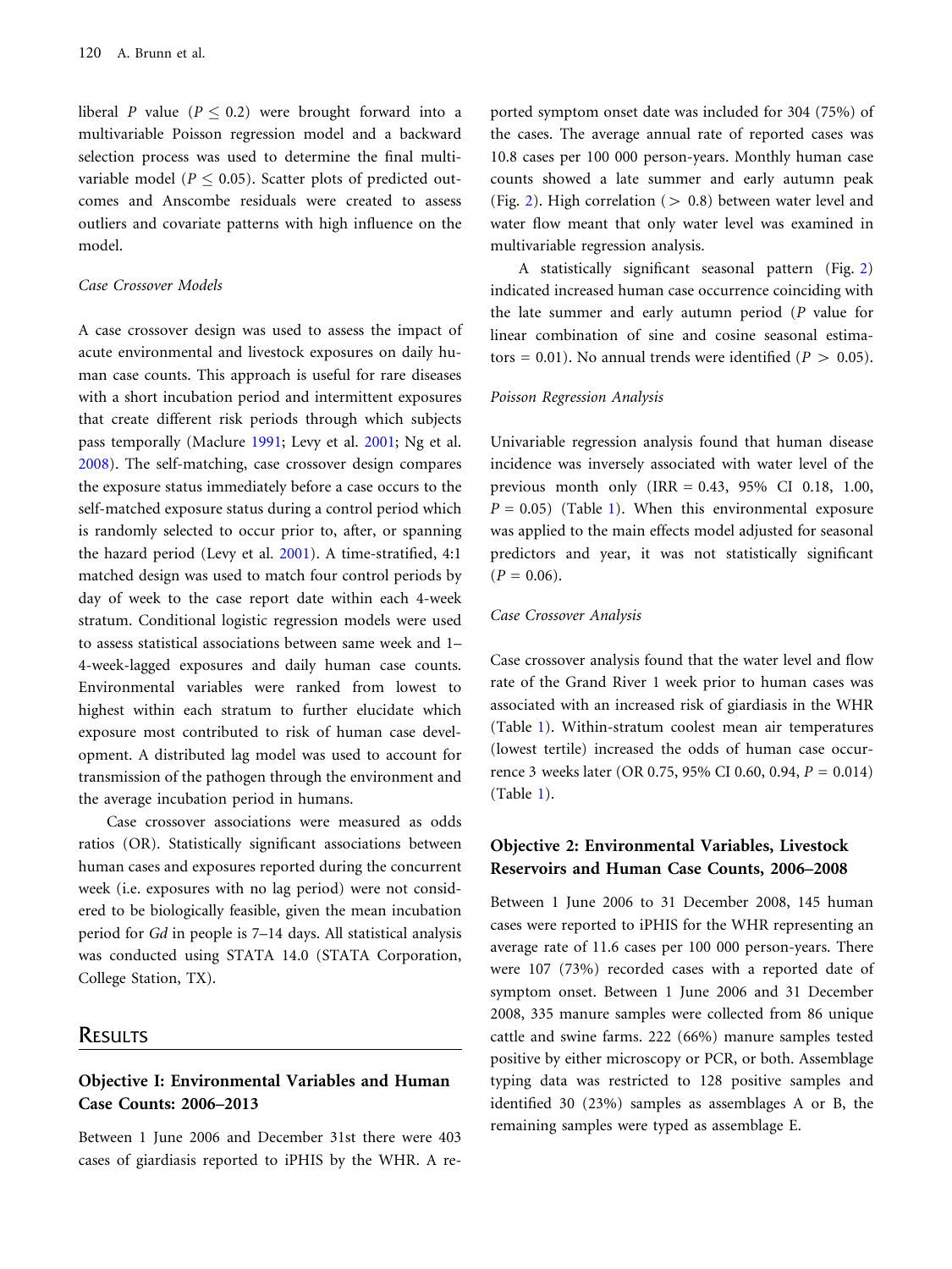liberal $P$ value ($P \leq 0.2$) were brought forward into a multivariable Poisson regression model and a backward selection process was used to determine the final multivariable model ($P \leq 0.05$). Scatter plots of predicted outcomes and Anscombe residuals were created to assess outliers and covariate patterns with high influence on the model.

*Case Crossover Models*

A case crossover design was used to assess the impact of acute environmental and livestock exposures on daily human case counts. This approach is useful for rare diseases with a short incubation period and intermittent exposures that create different risk periods through which subjects pass temporally (Maclure 1991; Levy et al. 2001; Ng et al. 2008). The self-matching, case crossover design compares the exposure status immediately before a case occurs to the self-matched exposure status during a control period which is randomly selected to occur prior to, after, or spanning the hazard period (Levy et al. 2001). A time-stratified, 4:1 matched design was used to match four control periods by day of week to the case report date within each 4-week stratum. Conditional logistic regression models were used to assess statistical associations between same week and 1–4-week-lagged exposures and daily human case counts. Environmental variables were ranked from lowest to highest within each stratum to further elucidate which exposure most contributed to risk of human case development. A distributed lag model was used to account for transmission of the pathogen through the environment and the average incubation period in humans.

Case crossover associations were measured as odds ratios (OR). Statistically significant associations between human cases and exposures reported during the concurrent week (i.e. exposures with no lag period) were not considered to be biologically feasible, given the mean incubation period for *Gd* in people is 7–14 days. All statistical analysis was conducted using STATA 14.0 (STATA Corporation, College Station, TX).

## Results

### Objective I: Environmental Variables and Human Case Counts: 2006–2013

Between 1 June 2006 and December 31st there were 403 cases of giardiasis reported to iPHIS by the WHR. A reported symptom onset date was included for 304 (75%) of the cases. The average annual rate of reported cases was 10.8 cases per 100 000 person-years. Monthly human case counts showed a late summer and early autumn peak (Fig. 2). High correlation (> 0.8) between water level and water flow meant that only water level was examined in multivariable regression analysis.

A statistically significant seasonal pattern (Fig. 2) indicated increased human case occurrence coinciding with the late summer and early autumn period ($P$ value for linear combination of sine and cosine seasonal estimators = 0.01). No annual trends were identified ($P > 0.05$).

*Poisson Regression Analysis*

Univariable regression analysis found that human disease incidence was inversely associated with water level of the previous month only (IRR = 0.43, 95% CI 0.18, 1.00, $P = 0.05$) (Table 1). When this environmental exposure was applied to the main effects model adjusted for seasonal predictors and year, it was not statistically significant ($P = 0.06$).

*Case Crossover Analysis*

Case crossover analysis found that the water level and flow rate of the Grand River 1 week prior to human cases was associated with an increased risk of giardiasis in the WHR (Table 1). Within-stratum coolest mean air temperatures (lowest tertile) increased the odds of human case occurrence 3 weeks later (OR 0.75, 95% CI 0.60, 0.94, $P = 0.014$) (Table 1).

### Objective 2: Environmental Variables, Livestock Reservoirs and Human Case Counts, 2006–2008

Between 1 June 2006 to 31 December 2008, 145 human cases were reported to iPHIS for the WHR representing an average rate of 11.6 cases per 100 000 person-years. There were 107 (73%) recorded cases with a reported date of symptom onset. Between 1 June 2006 and 31 December 2008, 335 manure samples were collected from 86 unique cattle and swine farms. 222 (66%) manure samples tested positive by either microscopy or PCR, or both. Assemblage typing data was restricted to 128 positive samples and identified 30 (23%) samples as assemblages A or B, the remaining samples were typed as assemblage E.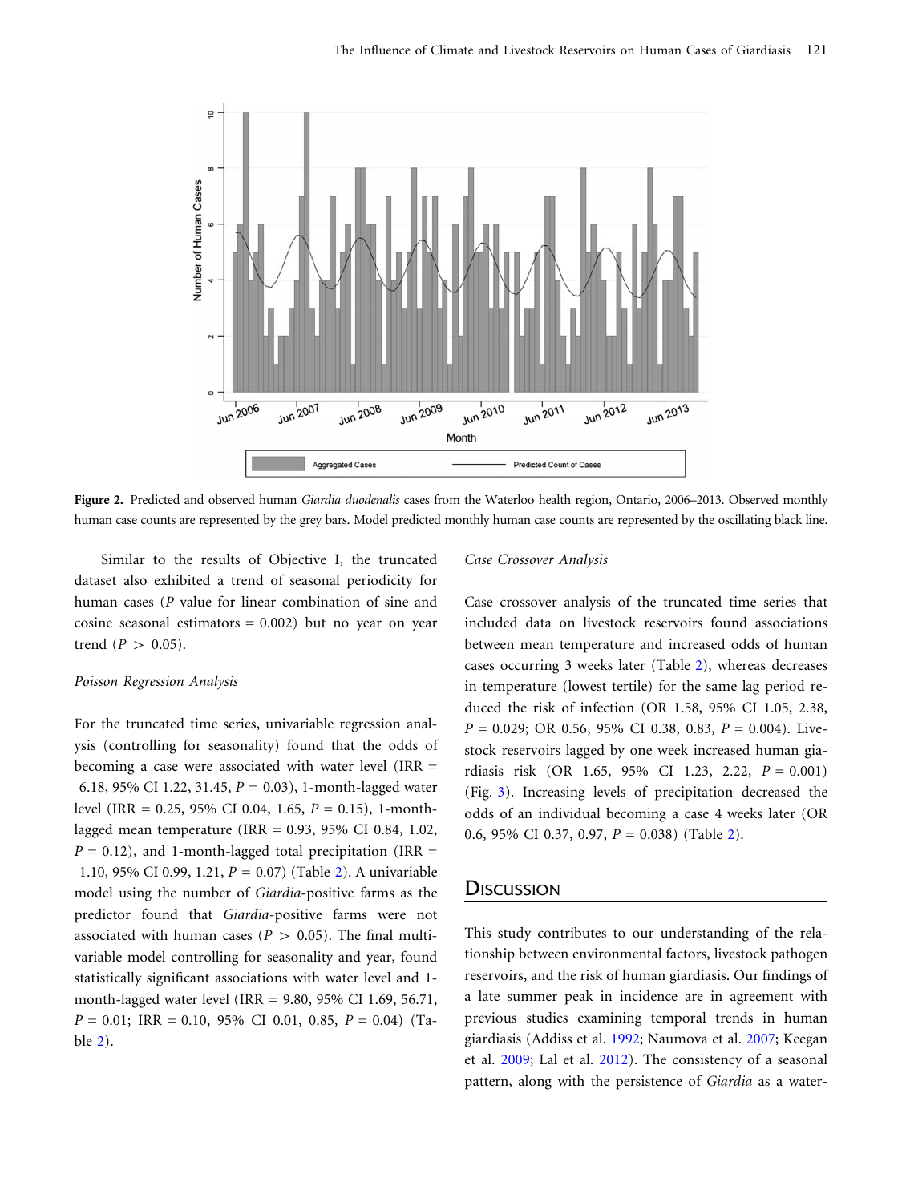**Figure 2.** Predicted and observed human *Giardia duodenalis* cases from the Waterloo health region, Ontario, 2006–2013. Observed monthly human case counts are represented by the grey bars. Model predicted monthly human case counts are represented by the oscillating black line.

Similar to the results of Objective I, the truncated dataset also exhibited a trend of seasonal periodicity for human cases ($P$ value for linear combination of sine and cosine seasonal estimators = 0.002) but no year on year trend ($P > 0.05$).

### Poisson Regression Analysis

For the truncated time series, univariable regression analysis (controlling for seasonality) found that the odds of becoming a case were associated with water level (IRR = 6.18, 95% CI 1.22, 31.45, $P = 0.03$), 1-month-lagged water level (IRR = 0.25, 95% CI 0.04, 1.65, $P = 0.15$), 1-month-lagged mean temperature (IRR = 0.93, 95% CI 0.84, 1.02, $P = 0.12$), and 1-month-lagged total precipitation (IRR = 1.10, 95% CI 0.99, 1.21, $P = 0.07$) (Table 2). A univariable model using the number of *Giardia*-positive farms as the predictor found that *Giardia*-positive farms were not associated with human cases ($P > 0.05$). The final multivariable model controlling for seasonality and year, found statistically significant associations with water level and 1-month-lagged water level (IRR = 9.80, 95% CI 1.69, 56.71, $P = 0.01$; IRR = 0.10, 95% CI 0.01, 0.85, $P = 0.04$) (Table 2).

### Case Crossover Analysis

Case crossover analysis of the truncated time series that included data on livestock reservoirs found associations between mean temperature and increased odds of human cases occurring 3 weeks later (Table 2), whereas decreases in temperature (lowest tertile) for the same lag period reduced the risk of infection (OR 1.58, 95% CI 1.05, 2.38, $P = 0.029$; OR 0.56, 95% CI 0.38, 0.83, $P = 0.004$). Livestock reservoirs lagged by one week increased human giardiasis risk (OR 1.65, 95% CI 1.23, 2.22, $P = 0.001$) (Fig. 3). Increasing levels of precipitation decreased the odds of an individual becoming a case 4 weeks later (OR 0.6, 95% CI 0.37, 0.97, $P = 0.038$) (Table 2).

## Discussion

This study contributes to our understanding of the relationship between environmental factors, livestock pathogen reservoirs, and the risk of human giardiasis. Our findings of a late summer peak in incidence are in agreement with previous studies examining temporal trends in human giardiasis (Addiss et al. 1992; Naumova et al. 2007; Keegan et al. 2009; Lal et al. 2012). The consistency of a seasonal pattern, along with the persistence of *Giardia* as a water-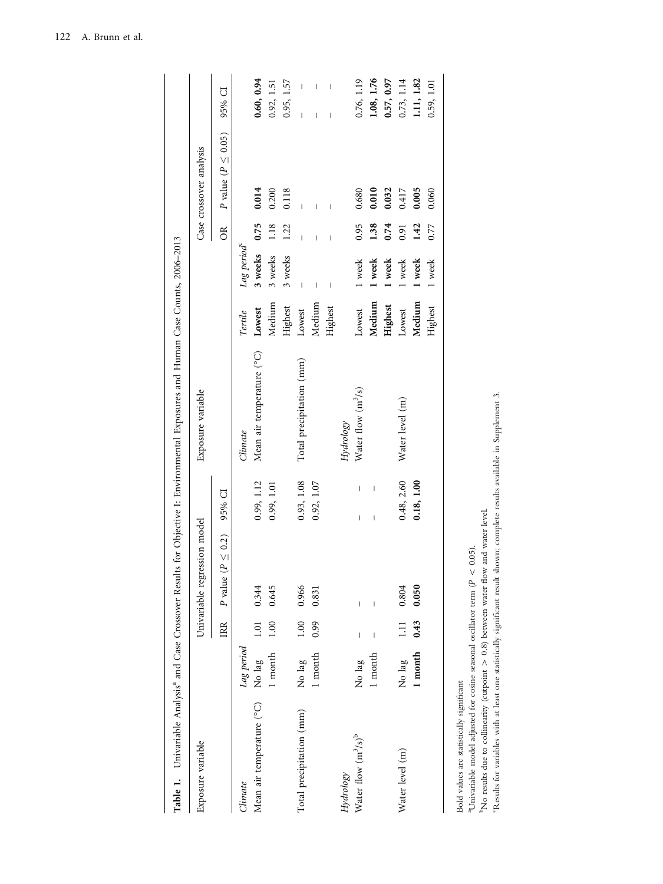**Table 1.** Univariable Analysis[a] and Case Crossover Results for Objective I: Environmental Exposures and Human Case Counts, 2006–2013

| Exposure variable | | Univariable regression model | | | Exposure variable | | | Case crossover analysis | | |
|---|---|---|---|---|---|---|---|---|---|---|
| | | IRR | $P$ value ($P \leq 0.2$) | 95% CI | | | | OR | $P$ value ($P \leq 0.05$) | 95% CI |
| *Climate* | *Lag period* | | | | *Climate* | *Tertile* | *Lag period*[c] | | | |
| Mean air temperature (°C) | No lag | 1.01 | 0.344 | 0.99, 1.12 | Mean air temperature (°C) | **Lowest** | **3 weeks** | **0.75** | **0.014** | **0.60, 0.94** |
| | 1 month | 1.00 | 0.645 | 0.99, 1.01 | | Medium | 3 weeks | 1.18 | 0.200 | 0.92, 1.51 |
| | | | | | | Highest | 3 weeks | 1.22 | 0.118 | 0.95, 1.57 |
| Total precipitation (mm) | No lag | 1.00 | 0.966 | 0.93, 1.08 | Total precipitation (mm) | Lowest | – | – | – | – |
| | 1 month | 0.99 | 0.831 | 0.92, 1.07 | | Medium | – | – | – | – |
| | | | | | | Highest | – | – | – | – |
| *Hydrology* | | | | | *Hydrology* | | | | | |
| Water flow ($m^3$/s)[b] | No lag | – | – | – | Water flow ($m^3$/s) | Lowest | 1 week | 0.95 | 0.680 | 0.76, 1.19 |
| | 1 month | – | – | – | | **Medium** | **1 week** | **1.38** | **0.010** | **1.08, 1.76** |
| | | | | | | **Highest** | **1 week** | **0.74** | **0.032** | **0.57, 0.97** |
| Water level (m) | No lag | 1.11 | 0.804 | 0.48, 2.60 | Water level (m) | Lowest | 1 week | 0.91 | 0.417 | 0.73, 1.14 |
| | **1 month** | **0.43** | **0.050** | **0.18, 1.00** | | **Medium** | **1 week** | **1.42** | **0.005** | **1.11, 1.82** |
| | | | | | | Highest | 1 week | 0.77 | 0.060 | 0.59, 1.01 |

Bold values are statistically significant.
[a]Univariable model adjusted for cosine seasonal oscillator term ($P < 0.05$).
[b]No results due to collinearity (cutpoint > 0.8) between water flow and water level.
[c]Results for variables with at least one statistically significant result shown; complete results available in Supplement 3.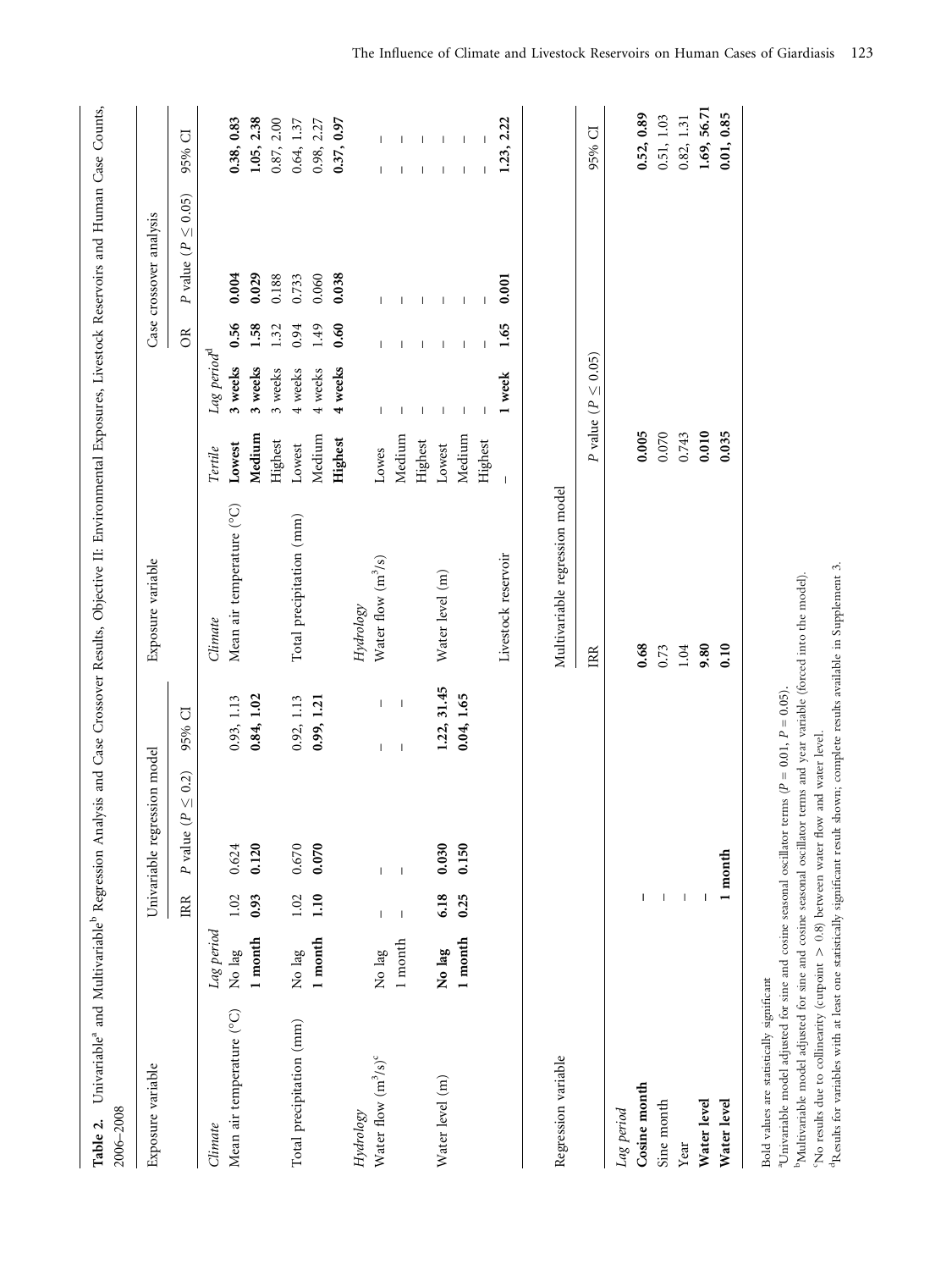**Table 2.** Univariable[a] and Multivariable[b] Regression Analysis and Case Crossover Results, Objective II: Environmental Exposures, Livestock Reservoirs and Human Case Counts, 2006–2008

| Exposure variable | | Univariable regression model | | | Exposure variable | | Case crossover analysis | | | |
|---|---|---|---|---|---|---|---|---|---|---|
| | | IRR | P value ($P \leq 0.2$) | 95% CI | | | | OR | P value ($P \leq 0.05$) | 95% CI |
| *Climate* | *Lag period* | | | | *Climate* | *Tertile* | *Lag period*[d] | | | |
| Mean air temperature (°C) | No lag | 1.02 | 0.624 | 0.93, 1.13 | Mean air temperature (°C) | **Lowest** | **3 weeks** | **0.56** | **0.004** | **0.38, 0.83** |
| | **1 month** | **0.93** | **0.120** | **0.84, 1.02** | | **Medium** | **3 weeks** | **1.58** | **0.029** | **1.05, 2.38** |
| | | | | | | Highest | 3 weeks | 1.32 | 0.188 | 0.87, 2.00 |
| Total precipitation (mm) | No lag | 1.02 | 0.670 | 0.92, 1.13 | Total precipitation (mm) | Lowest | 4 weeks | 0.94 | 0.733 | 0.64, 1.37 |
| | **1 month** | **1.10** | **0.070** | **0.99, 1.21** | | Medium | 4 weeks | 1.49 | 0.060 | 0.98, 2.27 |
| | | | | | | **Highest** | **4 weeks** | **0.60** | **0.038** | **0.37, 0.97** |
| *Hydrology* | | | | | *Hydrology* | | | | | |
| Water flow ($m^3/s$)[c] | No lag | – | – | – | Water flow ($m^3/s$) | Lowes | – | – | – | – |
| | 1 month | – | – | – | | Medium | – | – | – | – |
| | | | | | | Highest | – | – | – | – |
| Water level (m) | **No lag** | **6.18** | **0.030** | **1.22, 31.45** | Water level (m) | Lowest | – | – | – | – |
| | **1 month** | **0.25** | **0.150** | **0.04, 1.65** | | Medium | – | – | – | – |
| | | | | | | Highest | – | – | – | – |
| | | | | | Livestock reservoir | – | **1 week** | **1.65** | **0.001** | **1.23, 2.22** |

| Regression variable | | Multivariable regression model | | |
|---|---|---|---|---|
| | | IRR | P value ($P \leq 0.05$) | 95% CI |
| *Lag period* | | | | |
| **Cosine month** | – | **0.68** | **0.005** | **0.52, 0.89** |
| Sine month | – | 0.73 | 0.070 | 0.51, 1.03 |
| Year | – | 1.04 | 0.743 | 0.82, 1.31 |
| **Water level** | **–** | **9.80** | **0.010** | **1.69, 56.71** |
| **Water level** | **1 month** | **0.10** | **0.035** | **0.01, 0.85** |

Bold values are statistically significant

[a]Univariable model adjusted for sine and cosine seasonal oscillator terms ($P = 0.01$, $P = 0.05$).

[b]Multivariable model adjusted for sine and cosine seasonal oscillator terms and year variable (forced into the model).

[c]No results due to collinearity (cutpoint > 0.8) between water flow and water level.

[d]Results for variables with at least one statistically significant result shown; complete results available in Supplement 3.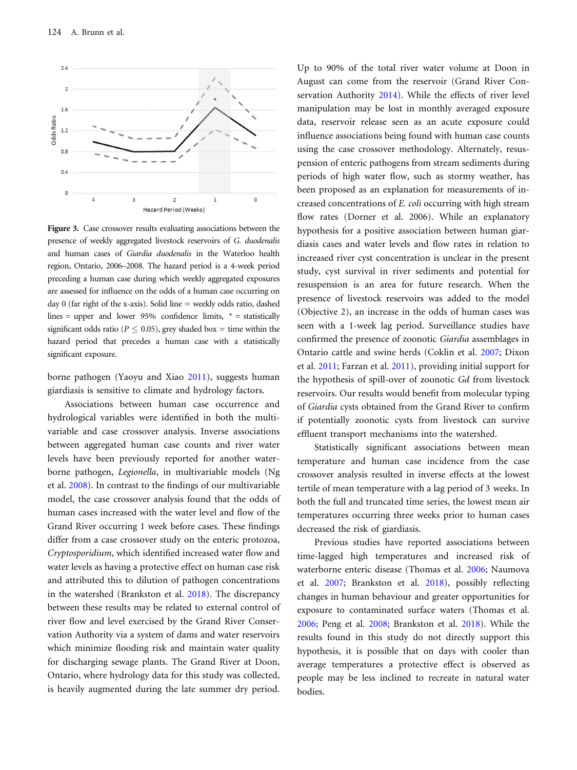2.4
2
1.6
1.2
0.8
0.4
0
Odds Ratio
4
3
2
1
0
Hazard Period (Weeks)
*

**Figure 3.** Case crossover results evaluating associations between the presence of weekly aggregated livestock reservoirs of *G. duodenalis* and human cases of *Giardia duodenalis* in the Waterloo health region, Ontario, 2006–2008. The hazard period is a 4-week period preceding a human case during which weekly aggregated exposures are assessed for influence on the odds of a human case occurring on day 0 (far right of the x-axis). Solid line = weekly odds ratio, dashed lines = upper and lower 95% confidence limits, * = statistically significant odds ratio ($P \leq 0.05$), grey shaded box = time within the hazard period that precedes a human case with a statistically significant exposure.

borne pathogen (Yaoyu and Xiao 2011), suggests human giardiasis is sensitive to climate and hydrology factors.

Associations between human case occurrence and hydrological variables were identified in both the multivariable and case crossover analysis. Inverse associations between aggregated human case counts and river water levels have been previously reported for another waterborne pathogen, *Legionella*, in multivariable models (Ng et al. 2008). In contrast to the findings of our multivariable model, the case crossover analysis found that the odds of human cases increased with the water level and flow of the Grand River occurring 1 week before cases. These findings differ from a case crossover study on the enteric protozoa, *Cryptosporidium*, which identified increased water flow and water levels as having a protective effect on human case risk and attributed this to dilution of pathogen concentrations in the watershed (Brankston et al. 2018). The discrepancy between these results may be related to external control of river flow and level exercised by the Grand River Conservation Authority via a system of dams and water reservoirs which minimize flooding risk and maintain water quality for discharging sewage plants. The Grand River at Doon, Ontario, where hydrology data for this study was collected, is heavily augmented during the late summer dry period. Up to 90% of the total river water volume at Doon in August can come from the reservoir (Grand River Conservation Authority 2014). While the effects of river level manipulation may be lost in monthly averaged exposure data, reservoir release seen as an acute exposure could influence associations being found with human case counts using the case crossover methodology. Alternately, resuspension of enteric pathogens from stream sediments during periods of high water flow, such as stormy weather, has been proposed as an explanation for measurements of increased concentrations of *E. coli* occurring with high stream flow rates (Dorner et al. 2006). While an explanatory hypothesis for a positive association between human giardiasis cases and water levels and flow rates in relation to increased river cyst concentration is unclear in the present study, cyst survival in river sediments and potential for resuspension is an area for future research. When the presence of livestock reservoirs was added to the model (Objective 2), an increase in the odds of human cases was seen with a 1-week lag period. Surveillance studies have confirmed the presence of zoonotic *Giardia* assemblages in Ontario cattle and swine herds (Coklin et al. 2007; Dixon et al. 2011; Farzan et al. 2011), providing initial support for the hypothesis of spill-over of zoonotic *Gd* from livestock reservoirs. Our results would benefit from molecular typing of *Giardia* cysts obtained from the Grand River to confirm if potentially zoonotic cysts from livestock can survive effluent transport mechanisms into the watershed.

Statistically significant associations between mean temperature and human case incidence from the case crossover analysis resulted in inverse effects at the lowest tertile of mean temperature with a lag period of 3 weeks. In both the full and truncated time series, the lowest mean air temperatures occurring three weeks prior to human cases decreased the risk of giardiasis.

Previous studies have reported associations between time-lagged high temperatures and increased risk of waterborne enteric disease (Thomas et al. 2006; Naumova et al. 2007; Brankston et al. 2018), possibly reflecting changes in human behaviour and greater opportunities for exposure to contaminated surface waters (Thomas et al. 2006; Peng et al. 2008; Brankston et al. 2018). While the results found in this study do not directly support this hypothesis, it is possible that on days with cooler than average temperatures a protective effect is observed as people may be less inclined to recreate in natural water bodies.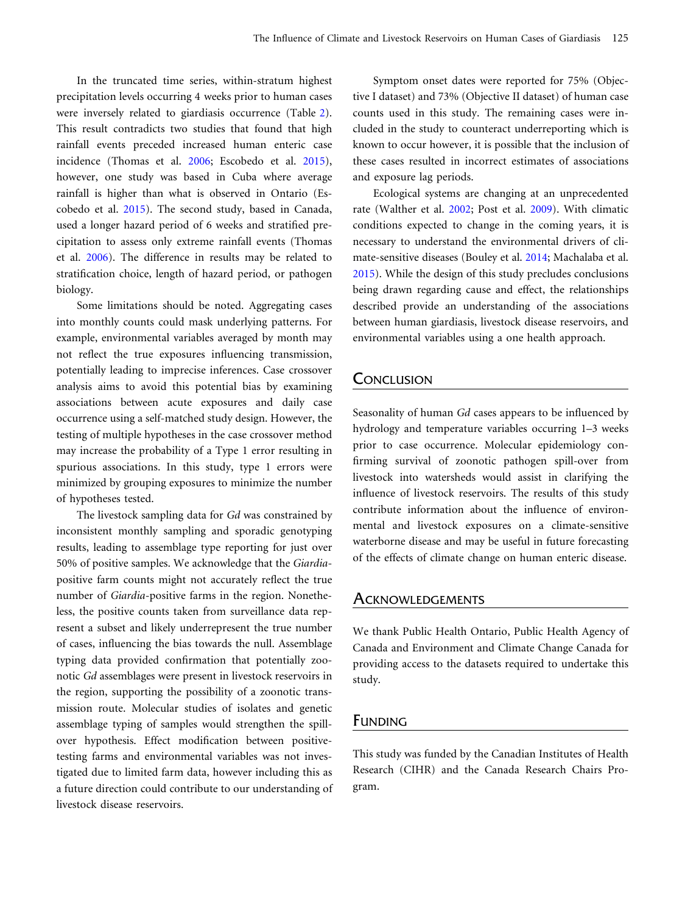In the truncated time series, within-stratum highest precipitation levels occurring 4 weeks prior to human cases were inversely related to giardiasis occurrence (Table 2). This result contradicts two studies that found that high rainfall events preceded increased human enteric case incidence (Thomas et al. 2006; Escobedo et al. 2015), however, one study was based in Cuba where average rainfall is higher than what is observed in Ontario (Escobedo et al. 2015). The second study, based in Canada, used a longer hazard period of 6 weeks and stratified precipitation to assess only extreme rainfall events (Thomas et al. 2006). The difference in results may be related to stratification choice, length of hazard period, or pathogen biology.

Some limitations should be noted. Aggregating cases into monthly counts could mask underlying patterns. For example, environmental variables averaged by month may not reflect the true exposures influencing transmission, potentially leading to imprecise inferences. Case crossover analysis aims to avoid this potential bias by examining associations between acute exposures and daily case occurrence using a self-matched study design. However, the testing of multiple hypotheses in the case crossover method may increase the probability of a Type 1 error resulting in spurious associations. In this study, type 1 errors were minimized by grouping exposures to minimize the number of hypotheses tested.

The livestock sampling data for *Gd* was constrained by inconsistent monthly sampling and sporadic genotyping results, leading to assemblage type reporting for just over 50% of positive samples. We acknowledge that the *Giardia*-positive farm counts might not accurately reflect the true number of *Giardia*-positive farms in the region. Nonetheless, the positive counts taken from surveillance data represent a subset and likely underrepresent the true number of cases, influencing the bias towards the null. Assemblage typing data provided confirmation that potentially zoonotic *Gd* assemblages were present in livestock reservoirs in the region, supporting the possibility of a zoonotic transmission route. Molecular studies of isolates and genetic assemblage typing of samples would strengthen the spillover hypothesis. Effect modification between positive-testing farms and environmental variables was not investigated due to limited farm data, however including this as a future direction could contribute to our understanding of livestock disease reservoirs.

Symptom onset dates were reported for 75% (Objective I dataset) and 73% (Objective II dataset) of human case counts used in this study. The remaining cases were included in the study to counteract underreporting which is known to occur however, it is possible that the inclusion of these cases resulted in incorrect estimates of associations and exposure lag periods.

Ecological systems are changing at an unprecedented rate (Walther et al. 2002; Post et al. 2009). With climatic conditions expected to change in the coming years, it is necessary to understand the environmental drivers of climate-sensitive diseases (Bouley et al. 2014; Machalaba et al. 2015). While the design of this study precludes conclusions being drawn regarding cause and effect, the relationships described provide an understanding of the associations between human giardiasis, livestock disease reservoirs, and environmental variables using a one health approach.

## Conclusion

Seasonality of human *Gd* cases appears to be influenced by hydrology and temperature variables occurring 1–3 weeks prior to case occurrence. Molecular epidemiology confirming survival of zoonotic pathogen spill-over from livestock into watersheds would assist in clarifying the influence of livestock reservoirs. The results of this study contribute information about the influence of environmental and livestock exposures on a climate-sensitive waterborne disease and may be useful in future forecasting of the effects of climate change on human enteric disease.

## Acknowledgements

We thank Public Health Ontario, Public Health Agency of Canada and Environment and Climate Change Canada for providing access to the datasets required to undertake this study.

## Funding

This study was funded by the Canadian Institutes of Health Research (CIHR) and the Canada Research Chairs Program.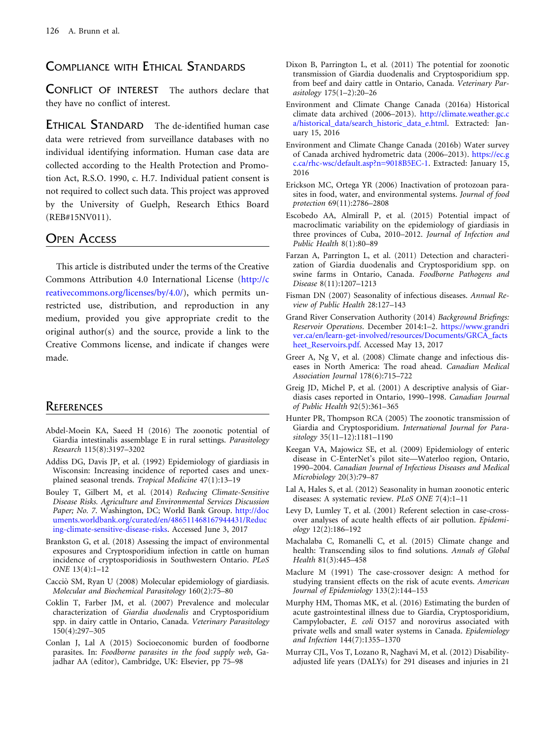## Compliance with Ethical Standards

**Conflict of Interest** The authors declare that they have no conflict of interest.

**Ethical Standard** The de-identified human case data were retrieved from surveillance databases with no individual identifying information. Human case data are collected according to the Health Protection and Promotion Act, R.S.O. 1990, c. H.7. Individual patient consent is not required to collect such data. This project was approved by the University of Guelph, Research Ethics Board (REB#15NV011).

## Open Access

This article is distributed under the terms of the Creative Commons Attribution 4.0 International License (http://creativecommons.org/licenses/by/4.0/), which permits unrestricted use, distribution, and reproduction in any medium, provided you give appropriate credit to the original author(s) and the source, provide a link to the Creative Commons license, and indicate if changes were made.

## References

Abdel-Moein KA, Saeed H (2016) The zoonotic potential of Giardia intestinalis assemblage E in rural settings. *Parasitology Research* 115(8):3197–3202

Addiss DG, Davis JP, et al. (1992) Epidemiology of giardiasis in Wisconsin: Increasing incidence of reported cases and unexplained seasonal trends. *Tropical Medicine* 47(1):13–19

Bouley T, Gilbert M, et al. (2014) *Reducing Climate-Sensitive Disease Risks. Agriculture and Environmental Services Discussion Paper; No. 7*. Washington, DC; World Bank Group. http://documents.worldbank.org/curated/en/486511468167944431/Reducing-climate-sensitive-disease-risks. Accessed June 3, 2017

Brankston G, et al. (2018) Assessing the impact of environmental exposures and Cryptosporidium infection in cattle on human incidence of cryptosporidiosis in Southwestern Ontario. *PLoS ONE* 13(4):1–12

Cacciò SM, Ryan U (2008) Molecular epidemiology of giardiasis. *Molecular and Biochemical Parasitology* 160(2):75–80

Coklin T, Farber JM, et al. (2007) Prevalence and molecular characterization of *Giardia duodenalis* and Cryptosporidium spp. in dairy cattle in Ontario, Canada. *Veterinary Parasitology* 150(4):297–305

Conlan J, Lal A (2015) Socioeconomic burden of foodborne parasites. In: *Foodborne parasites in the food supply web*, Gajadhar AA (editor), Cambridge, UK: Elsevier, pp 75–98

Dixon B, Parrington L, et al. (2011) The potential for zoonotic transmission of Giardia duodenalis and Cryptosporidium spp. from beef and dairy cattle in Ontario, Canada. *Veterinary Parasitology* 175(1–2):20–26

Environment and Climate Change Canada (2016a) Historical climate data archived (2006–2013). http://climate.weather.gc.ca/historical_data/search_historic_data_e.html. Extracted: January 15, 2016

Environment and Climate Change Canada (2016b) Water survey of Canada archived hydrometric data (2006–2013). https://ec.gc.ca/rhc-wsc/default.asp?n=9018B5EC-1. Extracted: January 15, 2016

Erickson MC, Ortega YR (2006) Inactivation of protozoan parasites in food, water, and environmental systems. *Journal of food protection* 69(11):2786–2808

Escobedo AA, Almirall P, et al. (2015) Potential impact of macroclimatic variability on the epidemiology of giardiasis in three provinces of Cuba, 2010–2012. *Journal of Infection and Public Health* 8(1):80–89

Farzan A, Parrington L, et al. (2011) Detection and characterization of Giardia duodenalis and Cryptosporidium spp. on swine farms in Ontario, Canada. *Foodborne Pathogens and Disease* 8(11):1207–1213

Fisman DN (2007) Seasonality of infectious diseases. *Annual Review of Public Health* 28:127–143

Grand River Conservation Authority (2014) *Background Briefings: Reservoir Operations*. December 2014:1–2. https://www.grandriver.ca/en/learn-get-involved/resources/Documents/GRCA_factsheet_Reservoirs.pdf. Accessed May 13, 2017

Greer A, Ng V, et al. (2008) Climate change and infectious diseases in North America: The road ahead. *Canadian Medical Association Journal* 178(6):715–722

Greig JD, Michel P, et al. (2001) A descriptive analysis of Giardiasis cases reported in Ontario, 1990–1998. *Canadian Journal of Public Health* 92(5):361–365

Hunter PR, Thompson RCA (2005) The zoonotic transmission of Giardia and Cryptosporidium. *International Journal for Parasitology* 35(11–12):1181–1190

Keegan VA, Majowicz SE, et al. (2009) Epidemiology of enteric disease in C-EnterNet's pilot site—Waterloo region, Ontario, 1990–2004. *Canadian Journal of Infectious Diseases and Medical Microbiology* 20(3):79–87

Lal A, Hales S, et al. (2012) Seasonality in human zoonotic enteric diseases: A systematic review. *PLoS ONE* 7(4):1–11

Levy D, Lumley T, et al. (2001) Referent selection in case-crossover analyses of acute health effects of air pollution. *Epidemiology* 12(2):186–192

Machalaba C, Romanelli C, et al. (2015) Climate change and health: Transcending silos to find solutions. *Annals of Global Health* 81(3):445–458

Maclure M (1991) The case-crossover design: A method for studying transient effects on the risk of acute events. *American Journal of Epidemiology* 133(2):144–153

Murphy HM, Thomas MK, et al. (2016) Estimating the burden of acute gastrointestinal illness due to Giardia, Cryptosporidium, Campylobacter, *E. coli* O157 and norovirus associated with private wells and small water systems in Canada. *Epidemiology and Infection* 144(7):1355–1370

Murray CJL, Vos T, Lozano R, Naghavi M, et al. (2012) Disability-adjusted life years (DALYs) for 291 diseases and injuries in 21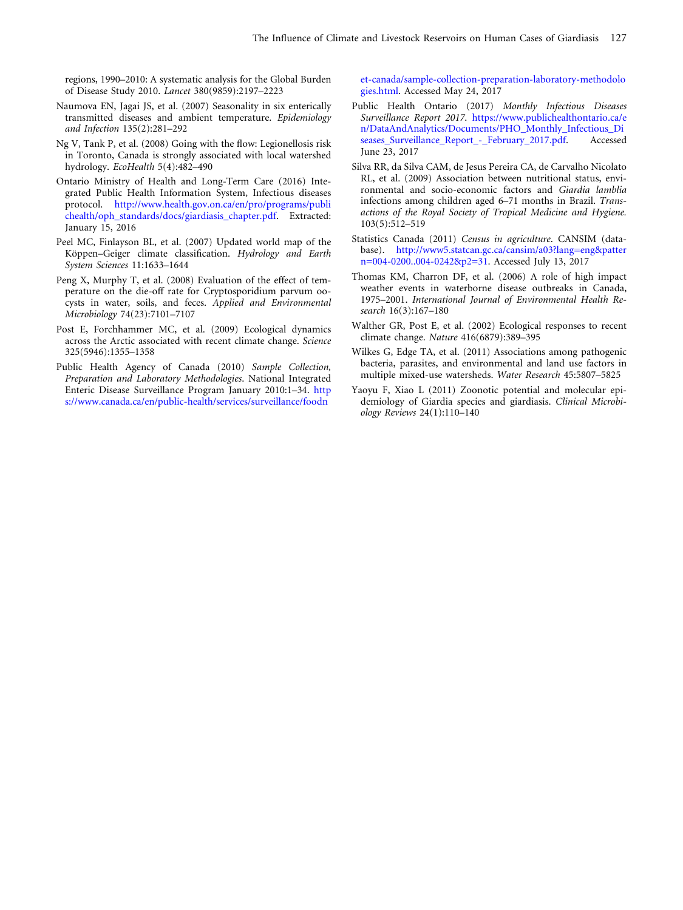regions, 1990–2010: A systematic analysis for the Global Burden of Disease Study 2010. *Lancet* 380(9859):2197–2223

Naumova EN, Jagai JS, et al. (2007) Seasonality in six enterically transmitted diseases and ambient temperature. *Epidemiology and Infection* 135(2):281–292

Ng V, Tank P, et al. (2008) Going with the flow: Legionellosis risk in Toronto, Canada is strongly associated with local watershed hydrology. *EcoHealth* 5(4):482–490

Ontario Ministry of Health and Long-Term Care (2016) Integrated Public Health Information System, Infectious diseases protocol. http://www.health.gov.on.ca/en/pro/programs/publichealth/oph_standards/docs/giardiasis_chapter.pdf. Extracted: January 15, 2016

Peel MC, Finlayson BL, et al. (2007) Updated world map of the Köppen–Geiger climate classification. *Hydrology and Earth System Sciences* 11:1633–1644

Peng X, Murphy T, et al. (2008) Evaluation of the effect of temperature on the die-off rate for Cryptosporidium parvum oocysts in water, soils, and feces. *Applied and Environmental Microbiology* 74(23):7101–7107

Post E, Forchhammer MC, et al. (2009) Ecological dynamics across the Arctic associated with recent climate change. *Science* 325(5946):1355–1358

Public Health Agency of Canada (2010) *Sample Collection, Preparation and Laboratory Methodologies*. National Integrated Enteric Disease Surveillance Program January 2010:1–34. https://www.canada.ca/en/public-health/services/surveillance/foodnet-canada/sample-collection-preparation-laboratory-methodologies.html. Accessed May 24, 2017

Public Health Ontario (2017) *Monthly Infectious Diseases Surveillance Report 2017*. https://www.publichealthontario.ca/en/DataAndAnalytics/Documents/PHO_Monthly_Infectious_Diseases_Surveillance_Report_-_February_2017.pdf. Accessed June 23, 2017

Silva RR, da Silva CAM, de Jesus Pereira CA, de Carvalho Nicolato RL, et al. (2009) Association between nutritional status, environmental and socio-economic factors and *Giardia lamblia* infections among children aged 6–71 months in Brazil. *Transactions of the Royal Society of Tropical Medicine and Hygiene.* 103(5):512–519

Statistics Canada (2011) *Census in agriculture*. CANSIM (database). http://www5.statcan.gc.ca/cansim/a03?lang=eng&pattern=004-0200..004-0242&p2=31. Accessed July 13, 2017

Thomas KM, Charron DF, et al. (2006) A role of high impact weather events in waterborne disease outbreaks in Canada, 1975–2001. *International Journal of Environmental Health Research* 16(3):167–180

Walther GR, Post E, et al. (2002) Ecological responses to recent climate change. *Nature* 416(6879):389–395

Wilkes G, Edge TA, et al. (2011) Associations among pathogenic bacteria, parasites, and environmental and land use factors in multiple mixed-use watersheds. *Water Research* 45:5807–5825

Yaoyu F, Xiao L (2011) Zoonotic potential and molecular epidemiology of Giardia species and giardiasis. *Clinical Microbiology Reviews* 24(1):110–140